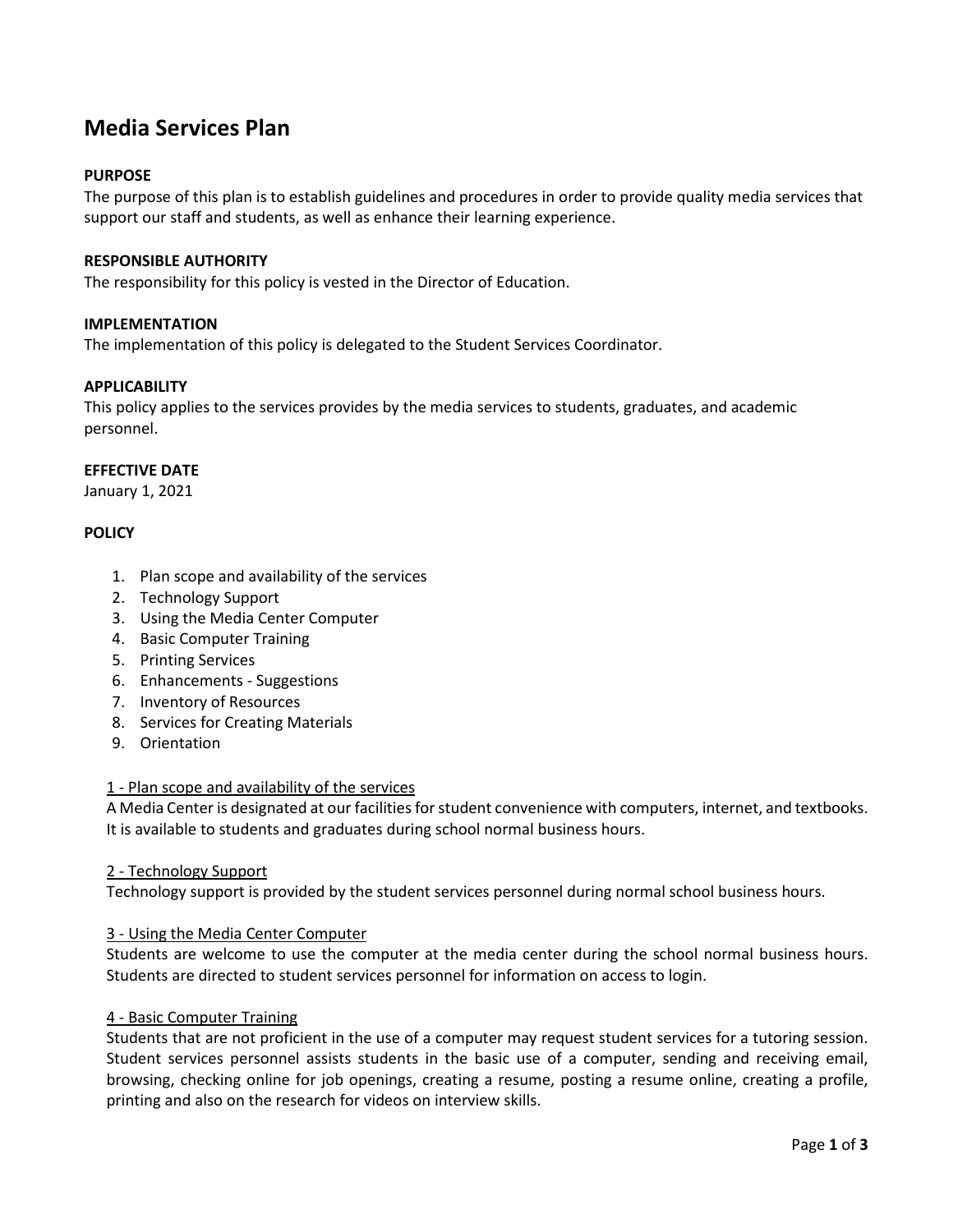# Media Services Plan

**PURPOSE**

The purpose of this plan is to establish guidelines and procedures in order to provide quality media services that support our staff and students, as well as enhance their learning experience.

**RESPONSIBLE AUTHORITY**

The responsibility for this policy is vested in the Director of Education.

**IMPLEMENTATION**

The implementation of this policy is delegated to the Student Services Coordinator.

**APPLICABILITY**

This policy applies to the services provides by the media services to students, graduates, and academic personnel.

**EFFECTIVE DATE**

January 1, 2021

**POLICY**

1. Plan scope and availability of the services
2. Technology Support
3. Using the Media Center Computer
4. Basic Computer Training
5. Printing Services
6. Enhancements - Suggestions
7. Inventory of Resources
8. Services for Creating Materials
9. Orientation

<u>1 - Plan scope and availability of the services</u>

A Media Center is designated at our facilities for student convenience with computers, internet, and textbooks. It is available to students and graduates during school normal business hours.

<u>2 - Technology Support</u>

Technology support is provided by the student services personnel during normal school business hours.

<u>3 - Using the Media Center Computer</u>

Students are welcome to use the computer at the media center during the school normal business hours. Students are directed to student services personnel for information on access to login.

<u>4 - Basic Computer Training</u>

Students that are not proficient in the use of a computer may request student services for a tutoring session. Student services personnel assists students in the basic use of a computer, sending and receiving email, browsing, checking online for job openings, creating a resume, posting a resume online, creating a profile, printing and also on the research for videos on interview skills.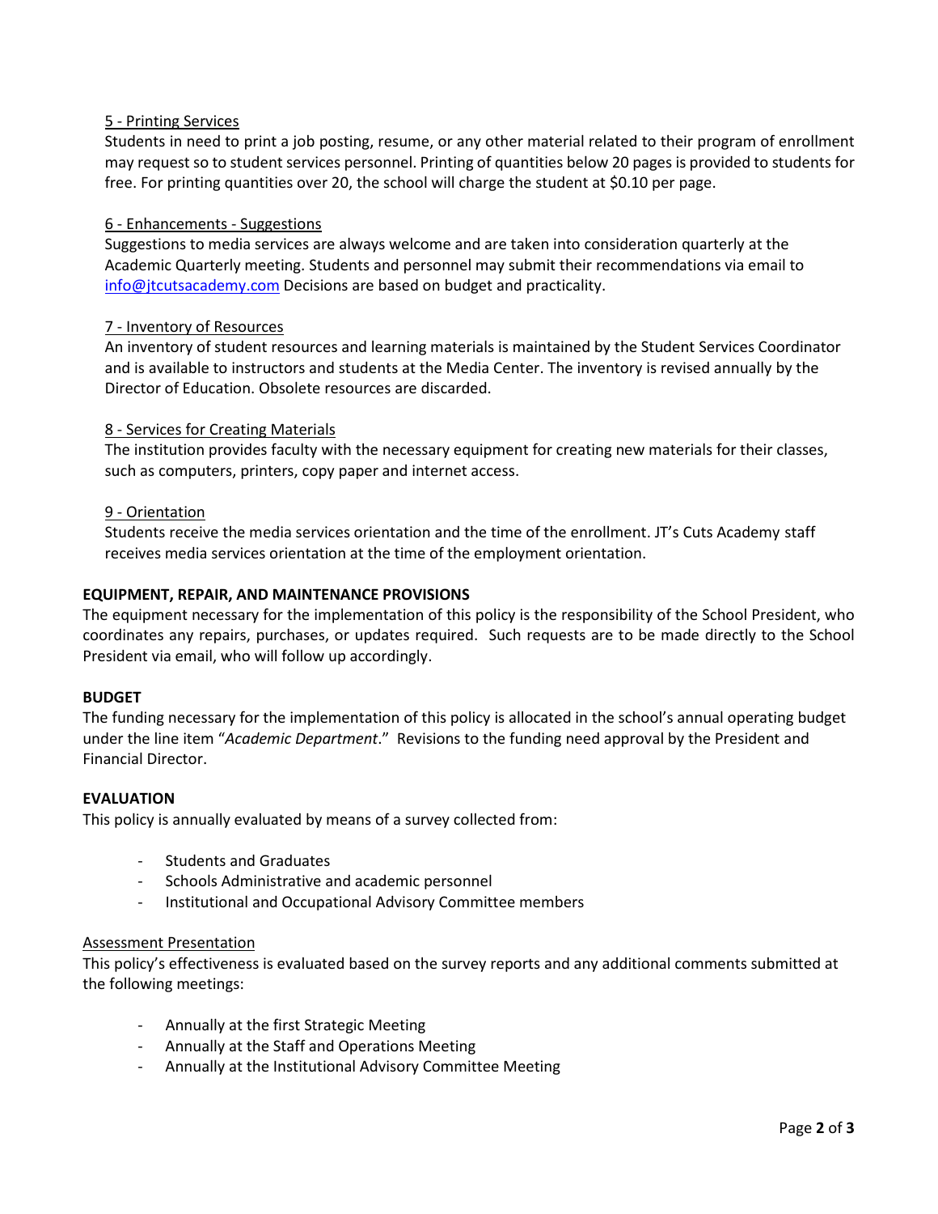5 - Printing Services

Students in need to print a job posting, resume, or any other material related to their program of enrollment may request so to student services personnel. Printing of quantities below 20 pages is provided to students for free. For printing quantities over 20, the school will charge the student at $0.10 per page.

6 - Enhancements - Suggestions

Suggestions to media services are always welcome and are taken into consideration quarterly at the Academic Quarterly meeting. Students and personnel may submit their recommendations via email to info@jtcutsacademy.com Decisions are based on budget and practicality.

7 - Inventory of Resources

An inventory of student resources and learning materials is maintained by the Student Services Coordinator and is available to instructors and students at the Media Center. The inventory is revised annually by the Director of Education. Obsolete resources are discarded.

8 - Services for Creating Materials

The institution provides faculty with the necessary equipment for creating new materials for their classes, such as computers, printers, copy paper and internet access.

9 - Orientation

Students receive the media services orientation and the time of the enrollment. JT's Cuts Academy staff receives media services orientation at the time of the employment orientation.

**EQUIPMENT, REPAIR, AND MAINTENANCE PROVISIONS**

The equipment necessary for the implementation of this policy is the responsibility of the School President, who coordinates any repairs, purchases, or updates required. Such requests are to be made directly to the School President via email, who will follow up accordingly.

**BUDGET**

The funding necessary for the implementation of this policy is allocated in the school's annual operating budget under the line item "*Academic Department*." Revisions to the funding need approval by the President and Financial Director.

**EVALUATION**

This policy is annually evaluated by means of a survey collected from:

- Students and Graduates
- Schools Administrative and academic personnel
- Institutional and Occupational Advisory Committee members

Assessment Presentation

This policy's effectiveness is evaluated based on the survey reports and any additional comments submitted at the following meetings:

- Annually at the first Strategic Meeting
- Annually at the Staff and Operations Meeting
- Annually at the Institutional Advisory Committee Meeting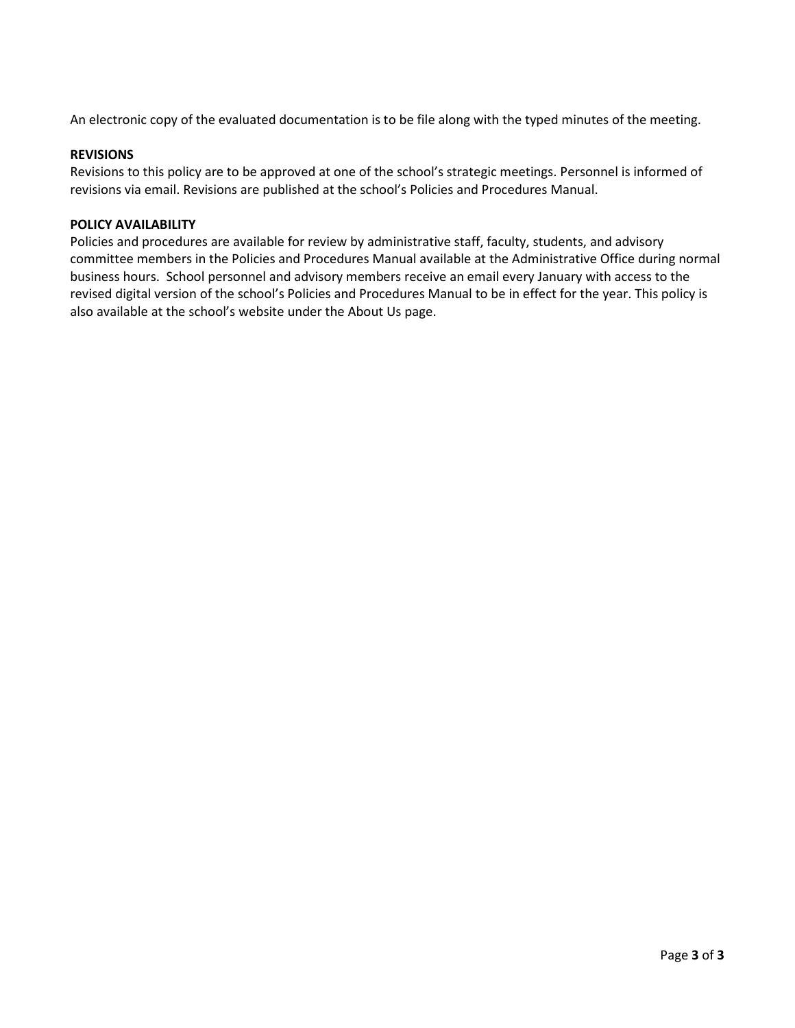An electronic copy of the evaluated documentation is to be file along with the typed minutes of the meeting.

**REVISIONS**

Revisions to this policy are to be approved at one of the school's strategic meetings. Personnel is informed of revisions via email. Revisions are published at the school's Policies and Procedures Manual.

**POLICY AVAILABILITY**

Policies and procedures are available for review by administrative staff, faculty, students, and advisory committee members in the Policies and Procedures Manual available at the Administrative Office during normal business hours. School personnel and advisory members receive an email every January with access to the revised digital version of the school's Policies and Procedures Manual to be in effect for the year. This policy is also available at the school's website under the About Us page.